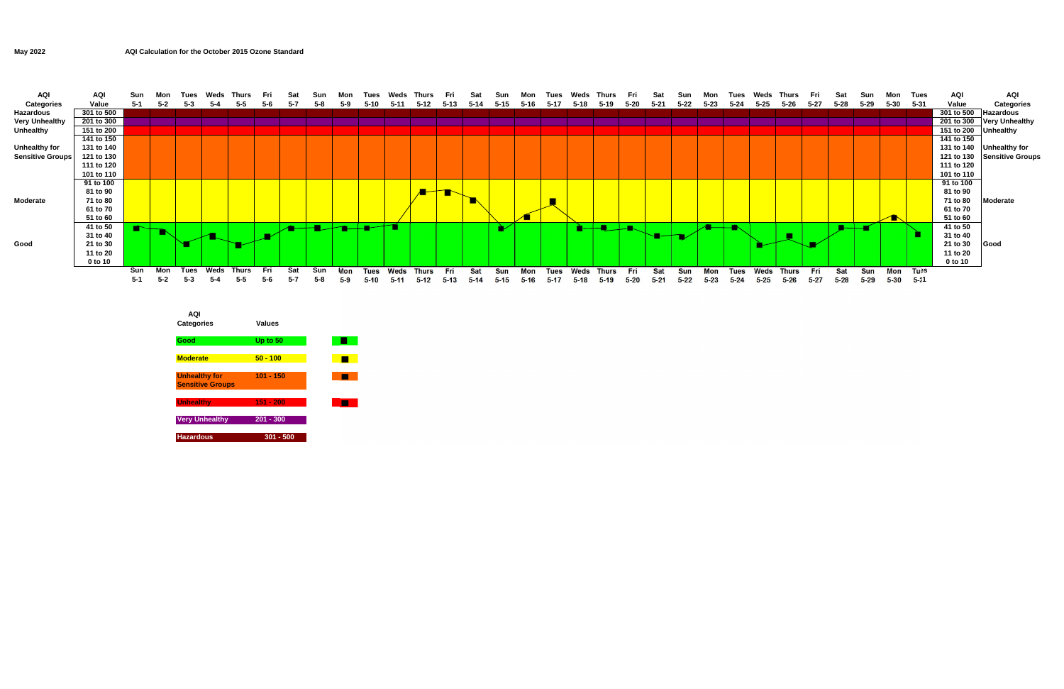May 2022

**AQI Calculation for the October 2015 Ozone Standard**

| AQI Categories | AQI Value | Sun 5-1 | Mon 5-2 | Tues 5-3 | Weds 5-4 | Thurs 5-5 | Fri 5-6 | Sat 5-7 | Sun 5-8 | Mon 5-9 | Tues 5-10 | Weds 5-11 | Thurs 5-12 | Fri 5-13 | Sat 5-14 | Sun 5-15 | Mon 5-16 | Tues 5-17 | Weds 5-18 | Thurs 5-19 | Fri 5-20 | Sat 5-21 | Sun 5-22 | Mon 5-23 | Tues 5-24 | Weds 5-25 | Thurs 5-26 | Fri 5-27 | Sat 5-28 | Sun 5-29 | Mon 5-30 | Tues 5-31 | AQI Value | AQI Categories |
|---|---|---|---|---|---|---|---|---|---|---|---|---|---|---|---|---|---|---|---|---|---|---|---|---|---|---|---|---|---|---|---|---|---|---|
| Hazardous | 301 to 500 | | | | | | | | | | | | | | | | | | | | | | | | | | | | | | | | 301 to 500 | Hazardous |
| Very Unhealthy | 201 to 300 | | | | | | | | | | | | | | | | | | | | | | | | | | | | | | | | 201 to 300 | Very Unhealthy |
| Unhealthy | 151 to 200 | | | | | | | | | | | | | | | | | | | | | | | | | | | | | | | | 151 to 200 | Unhealthy |
| | 141 to 150 | | | | | | | | | | | | | | | | | | | | | | | | | | | | | | | | 141 to 150 | |
| Unhealthy for | 131 to 140 | | | | | | | | | | | | | | | | | | | | | | | | | | | | | | | | 131 to 140 | Unhealthy for |
| Sensitive Groups | 121 to 130 | | | | | | | | | | | | | | | | | | | | | | | | | | | | | | | | 121 to 130 | Sensitive Groups |
| | 111 to 120 | | | | | | | | | | | | | | | | | | | | | | | | | | | | | | | | 111 to 120 | |
| | 101 to 110 | | | | | | | | | | | | | | | | | | | | | | | | | | | | | | | | 101 to 110 | |
| | 91 to 100 | | | | | | | | | | | | | | | | | | | | | | | | | | | | | | | | 91 to 100 | |
| | 81 to 90 | | | | | | | | | | | | | | | | | | | | | | | | | | | | | | | | 81 to 90 | |
| Moderate | 71 to 80 | | | | | | | | | | | | | | | | | | | | | | | | | | | | | | | | 71 to 80 | Moderate |
| | 61 to 70 | | | | | | | | | | | | | | | | | | | | | | | | | | | | | | | | 61 to 70 | |
| | 51 to 60 | | | | | | | | | | | | | | | | | | | | | | | | | | | | | | | | 51 to 60 | |
| | 41 to 50 | | | | | | | | | | | | | | | | | | | | | | | | | | | | | | | | 41 to 50 | |
| | 31 to 40 | | | | | | | | | | | | | | | | | | | | | | | | | | | | | | | | 31 to 40 | |
| Good | 21 to 30 | | | | | | | | | | | | | | | | | | | | | | | | | | | | | | | | 21 to 30 | Good |
| | 11 to 20 | | | | | | | | | | | | | | | | | | | | | | | | | | | | | | | | 11 to 20 | |
| | 0 to 10 | | | | | | | | | | | | | | | | | | | | | | | | | | | | | | | | 0 to 10 | |

| AQI Categories | Values |
|---|---|
| Good | Up to 50 |
| Moderate | 50 - 100 |
| Unhealthy for Sensitive Groups | 101 - 150 |
| Unhealthy | 151 - 200 |
| Very Unhealthy | 201 - 300 |
| Hazardous | 301 - 500 |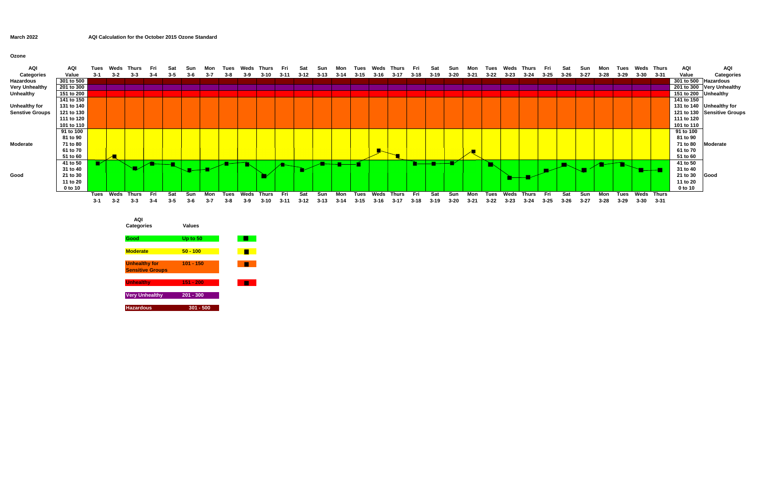March 2022

AQI Calculation for the October 2015 Ozone Standard

Ozone

AQI Categories

AQI Value

Tues 3-1, Weds 3-2, Thurs 3-3, Fri 3-4, Sat 3-5, Sun 3-6, Mon 3-7, Tues 3-8, Weds 3-9, Thurs 3-10, Fri 3-11, Sat 3-12, Sun 3-13, Mon 3-14, Tues 3-15, Weds 3-16, Thurs 3-17, Fri 3-18, Sat 3-19, Sun 3-20, Mon 3-21, Tues 3-22, Weds 3-23, Thurs 3-24, Fri 3-25, Sat 3-26, Sun 3-27, Mon 3-28, Tues 3-29, Weds 3-30, Thurs 3-31

Hazardous — 301 to 500

Very Unhealthy — 201 to 300

Unhealthy — 151 to 200

Unhealthy for Senstive Groups — 141 to 150, 131 to 140, 121 to 130, 111 to 120, 101 to 110

Moderate — 91 to 100, 81 to 90, 71 to 80, 61 to 70, 51 to 60

Good — 41 to 50, 31 to 40, 21 to 30, 11 to 20, 0 to 10

| AQI Categories | Values |
|---|---|
| Good | Up to 50 |
| Moderate | 50 - 100 |
| Unhealthy for Sensitive Groups | 101 - 150 |
| Unhealthy | 151 - 200 |
| Very Unhealthy | 201 - 300 |
| Hazardous | 301 - 500 |